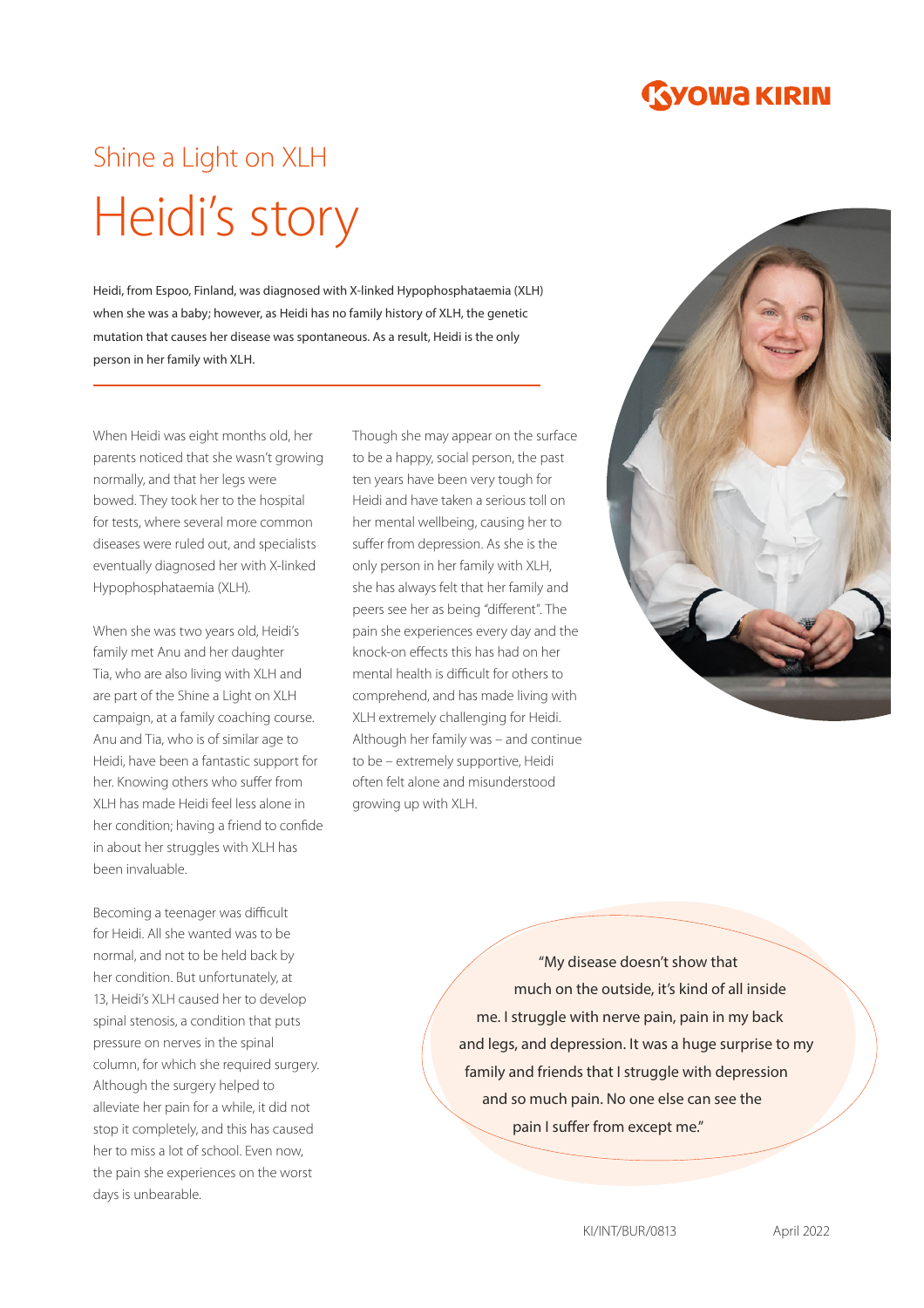Shine a Light on XLH

# Heidi's story

Heidi, from Espoo, Finland, was diagnosed with X-linked Hypophosphataemia (XLH) when she was a baby; however, as Heidi has no family history of XLH, the genetic mutation that causes her disease was spontaneous. As a result, Heidi is the only person in her family with XLH.

When Heidi was eight months old, her parents noticed that she wasn't growing normally, and that her legs were bowed. They took her to the hospital for tests, where several more common diseases were ruled out, and specialists eventually diagnosed her with X-linked Hypophosphataemia (XLH).

When she was two years old, Heidi's family met Anu and her daughter Tia, who are also living with XLH and are part of the Shine a Light on XLH campaign, at a family coaching course. Anu and Tia, who is of similar age to Heidi, have been a fantastic support for her. Knowing others who suffer from XLH has made Heidi feel less alone in her condition; having a friend to confide in about her struggles with XLH has been invaluable.

Becoming a teenager was difficult for Heidi. All she wanted was to be normal, and not to be held back by her condition. But unfortunately, at 13, Heidi's XLH caused her to develop spinal stenosis, a condition that puts pressure on nerves in the spinal column, for which she required surgery. Although the surgery helped to alleviate her pain for a while, it did not stop it completely, and this has caused her to miss a lot of school. Even now, the pain she experiences on the worst days is unbearable.

Though she may appear on the surface to be a happy, social person, the past ten years have been very tough for Heidi and have taken a serious toll on her mental wellbeing, causing her to suffer from depression. As she is the only person in her family with XLH, she has always felt that her family and peers see her as being "different". The pain she experiences every day and the knock-on effects this has had on her mental health is difficult for others to comprehend, and has made living with XLH extremely challenging for Heidi. Although her family was – and continue to be – extremely supportive, Heidi often felt alone and misunderstood growing up with XLH.

> "My disease doesn't show that much on the outside, it's kind of all inside me. I struggle with nerve pain, pain in my back and legs, and depression. It was a huge surprise to my family and friends that I struggle with depression and so much pain. No one else can see the pain I suffer from except me."

KI/INT/BUR/0813 April 2022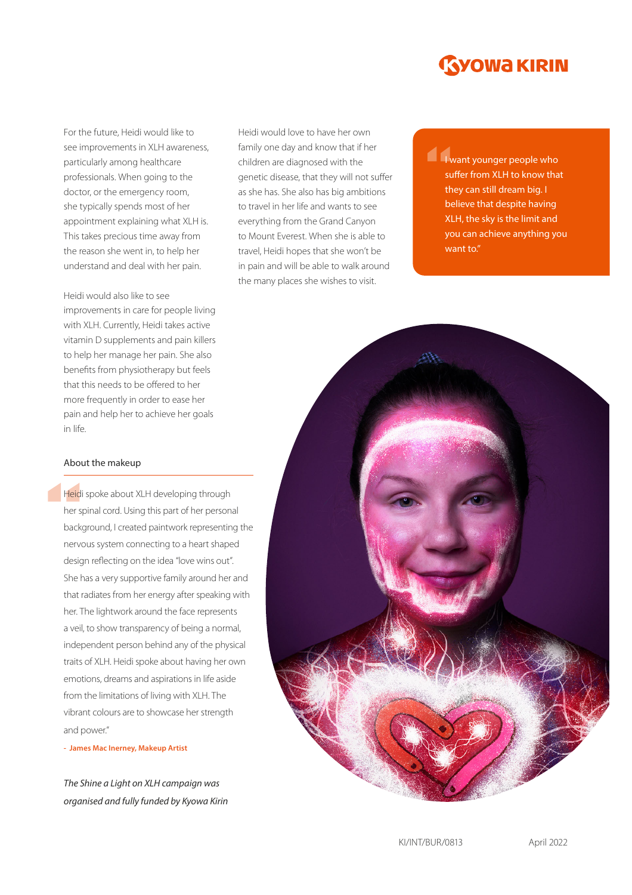For the future, Heidi would like to see improvements in XLH awareness, particularly among healthcare professionals. When going to the doctor, or the emergency room, she typically spends most of her appointment explaining what XLH is. This takes precious time away from the reason she went in, to help her understand and deal with her pain.

Heidi would also like to see improvements in care for people living with XLH. Currently, Heidi takes active vitamin D supplements and pain killers to help her manage her pain. She also benefits from physiotherapy but feels that this needs to be offered to her more frequently in order to ease her pain and help her to achieve her goals in life.

Heidi would love to have her own family one day and know that if her children are diagnosed with the genetic disease, that they will not suffer as she has. She also has big ambitions to travel in her life and wants to see everything from the Grand Canyon to Mount Everest. When she is able to travel, Heidi hopes that she won't be in pain and will be able to walk around the many places she wishes to visit.

> "I want younger people who suffer from XLH to know that they can still dream big. I believe that despite having XLH, the sky is the limit and you can achieve anything you want to."

## About the makeup

> "Heidi spoke about XLH developing through her spinal cord. Using this part of her personal background, I created paintwork representing the nervous system connecting to a heart shaped design reflecting on the idea "love wins out". She has a very supportive family around her and that radiates from her energy after speaking with her. The lightwork around the face represents a veil, to show transparency of being a normal, independent person behind any of the physical traits of XLH. Heidi spoke about having her own emotions, dreams and aspirations in life aside from the limitations of living with XLH. The vibrant colours are to showcase her strength and power."

**- James Mac Inerney, Makeup Artist**

*The Shine a Light on XLH campaign was organised and fully funded by Kyowa Kirin*

KI/INT/BUR/0813 April 2022